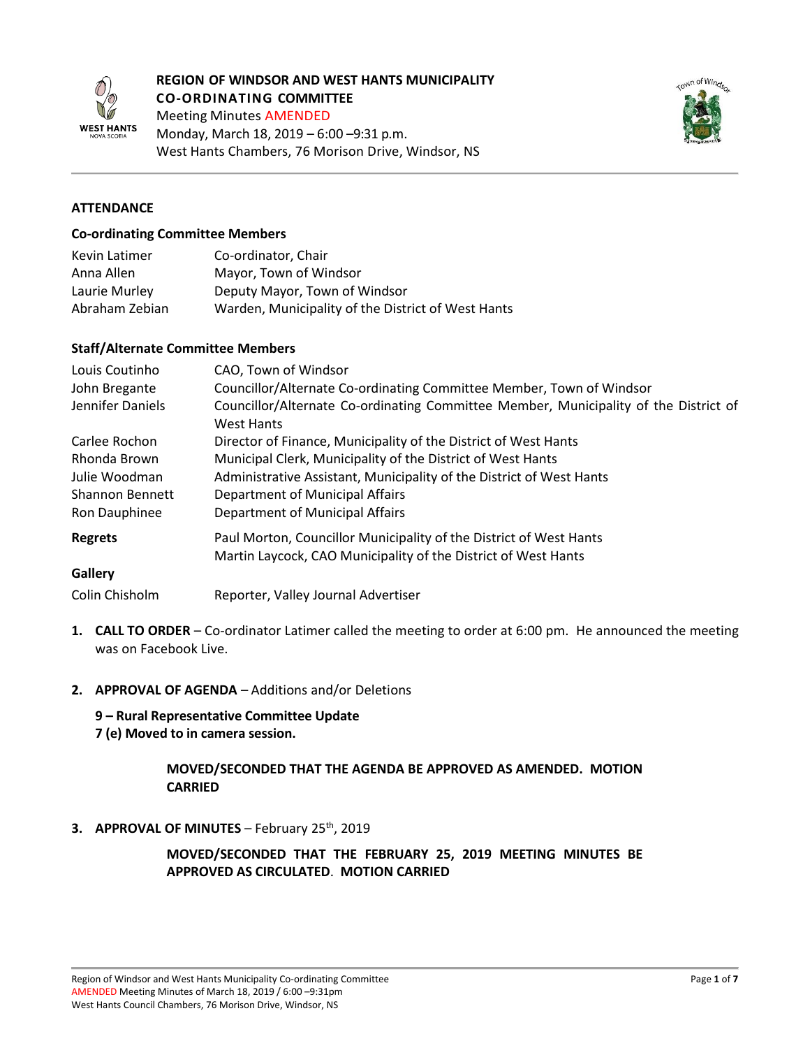**REGION OF WINDSOR AND WEST HANTS MUNICIPALITY**
**CO-ORDINATING COMMITTEE**
Meeting Minutes AMENDED
Monday, March 18, 2019 – 6:00 –9:31 p.m.
West Hants Chambers, 76 Morison Drive, Windsor, NS

## ATTENDANCE

### Co-ordinating Committee Members

| | |
|---|---|
| Kevin Latimer | Co-ordinator, Chair |
| Anna Allen | Mayor, Town of Windsor |
| Laurie Murley | Deputy Mayor, Town of Windsor |
| Abraham Zebian | Warden, Municipality of the District of West Hants |

### Staff/Alternate Committee Members

| | |
|---|---|
| Louis Coutinho | CAO, Town of Windsor |
| John Bregante | Councillor/Alternate Co-ordinating Committee Member, Town of Windsor |
| Jennifer Daniels | Councillor/Alternate Co-ordinating Committee Member, Municipality of the District of West Hants |
| Carlee Rochon | Director of Finance, Municipality of the District of West Hants |
| Rhonda Brown | Municipal Clerk, Municipality of the District of West Hants |
| Julie Woodman | Administrative Assistant, Municipality of the District of West Hants |
| Shannon Bennett | Department of Municipal Affairs |
| Ron Dauphinee | Department of Municipal Affairs |

**Regrets**
Paul Morton, Councillor Municipality of the District of West Hants
Martin Laycock, CAO Municipality of the District of West Hants

**Gallery**

| | |
|---|---|
| Colin Chisholm | Reporter, Valley Journal Advertiser |

1. **CALL TO ORDER** – Co-ordinator Latimer called the meeting to order at 6:00 pm. He announced the meeting was on Facebook Live.

2. **APPROVAL OF AGENDA** – Additions and/or Deletions

   **9 – Rural Representative Committee Update**
   **7 (e) Moved to in camera session.**

   **MOVED/SECONDED THAT THE AGENDA BE APPROVED AS AMENDED. MOTION CARRIED**

3. **APPROVAL OF MINUTES** – February 25th, 2019

   **MOVED/SECONDED THAT THE FEBRUARY 25, 2019 MEETING MINUTES BE APPROVED AS CIRCULATED. MOTION CARRIED**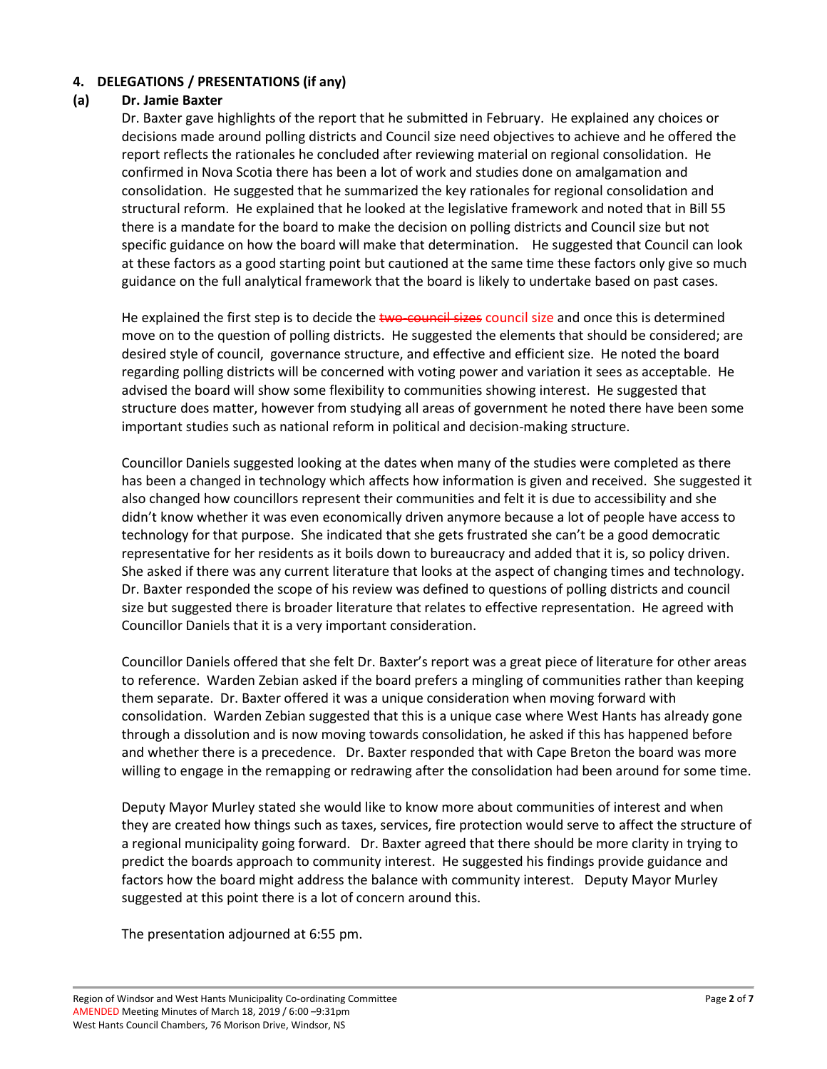**4. DELEGATIONS / PRESENTATIONS (if any)**

**(a) Dr. Jamie Baxter**

Dr. Baxter gave highlights of the report that he submitted in February. He explained any choices or decisions made around polling districts and Council size need objectives to achieve and he offered the report reflects the rationales he concluded after reviewing material on regional consolidation. He confirmed in Nova Scotia there has been a lot of work and studies done on amalgamation and consolidation. He suggested that he summarized the key rationales for regional consolidation and structural reform. He explained that he looked at the legislative framework and noted that in Bill 55 there is a mandate for the board to make the decision on polling districts and Council size but not specific guidance on how the board will make that determination. He suggested that Council can look at these factors as a good starting point but cautioned at the same time these factors only give so much guidance on the full analytical framework that the board is likely to undertake based on past cases.

He explained the first step is to decide the ~~two council sizes~~ council size and once this is determined move on to the question of polling districts. He suggested the elements that should be considered; are desired style of council, governance structure, and effective and efficient size. He noted the board regarding polling districts will be concerned with voting power and variation it sees as acceptable. He advised the board will show some flexibility to communities showing interest. He suggested that structure does matter, however from studying all areas of government he noted there have been some important studies such as national reform in political and decision-making structure.

Councillor Daniels suggested looking at the dates when many of the studies were completed as there has been a changed in technology which affects how information is given and received. She suggested it also changed how councillors represent their communities and felt it is due to accessibility and she didn't know whether it was even economically driven anymore because a lot of people have access to technology for that purpose. She indicated that she gets frustrated she can't be a good democratic representative for her residents as it boils down to bureaucracy and added that it is, so policy driven. She asked if there was any current literature that looks at the aspect of changing times and technology. Dr. Baxter responded the scope of his review was defined to questions of polling districts and council size but suggested there is broader literature that relates to effective representation. He agreed with Councillor Daniels that it is a very important consideration.

Councillor Daniels offered that she felt Dr. Baxter's report was a great piece of literature for other areas to reference. Warden Zebian asked if the board prefers a mingling of communities rather than keeping them separate. Dr. Baxter offered it was a unique consideration when moving forward with consolidation. Warden Zebian suggested that this is a unique case where West Hants has already gone through a dissolution and is now moving towards consolidation, he asked if this has happened before and whether there is a precedence. Dr. Baxter responded that with Cape Breton the board was more willing to engage in the remapping or redrawing after the consolidation had been around for some time.

Deputy Mayor Murley stated she would like to know more about communities of interest and when they are created how things such as taxes, services, fire protection would serve to affect the structure of a regional municipality going forward. Dr. Baxter agreed that there should be more clarity in trying to predict the boards approach to community interest. He suggested his findings provide guidance and factors how the board might address the balance with community interest. Deputy Mayor Murley suggested at this point there is a lot of concern around this.

The presentation adjourned at 6:55 pm.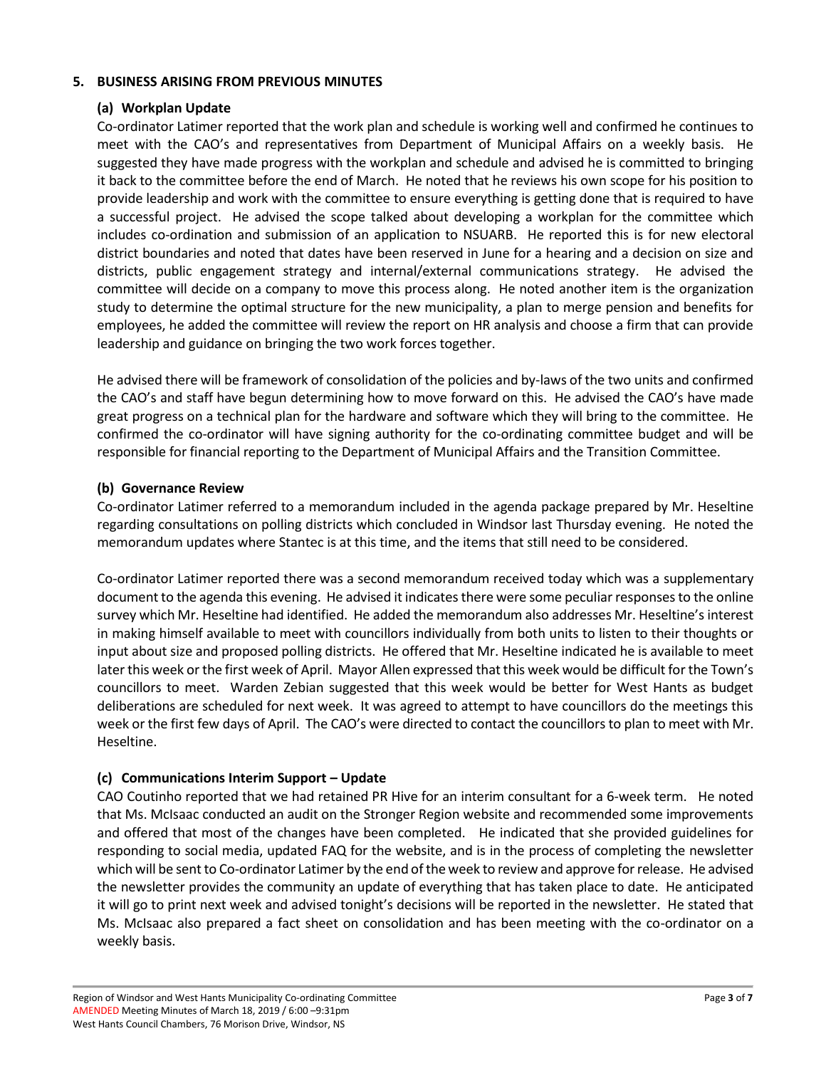## 5. BUSINESS ARISING FROM PREVIOUS MINUTES

### (a) Workplan Update

Co-ordinator Latimer reported that the work plan and schedule is working well and confirmed he continues to meet with the CAO's and representatives from Department of Municipal Affairs on a weekly basis. He suggested they have made progress with the workplan and schedule and advised he is committed to bringing it back to the committee before the end of March. He noted that he reviews his own scope for his position to provide leadership and work with the committee to ensure everything is getting done that is required to have a successful project. He advised the scope talked about developing a workplan for the committee which includes co-ordination and submission of an application to NSUARB. He reported this is for new electoral district boundaries and noted that dates have been reserved in June for a hearing and a decision on size and districts, public engagement strategy and internal/external communications strategy. He advised the committee will decide on a company to move this process along. He noted another item is the organization study to determine the optimal structure for the new municipality, a plan to merge pension and benefits for employees, he added the committee will review the report on HR analysis and choose a firm that can provide leadership and guidance on bringing the two work forces together.

He advised there will be framework of consolidation of the policies and by-laws of the two units and confirmed the CAO's and staff have begun determining how to move forward on this. He advised the CAO's have made great progress on a technical plan for the hardware and software which they will bring to the committee. He confirmed the co-ordinator will have signing authority for the co-ordinating committee budget and will be responsible for financial reporting to the Department of Municipal Affairs and the Transition Committee.

### (b) Governance Review

Co-ordinator Latimer referred to a memorandum included in the agenda package prepared by Mr. Heseltine regarding consultations on polling districts which concluded in Windsor last Thursday evening. He noted the memorandum updates where Stantec is at this time, and the items that still need to be considered.

Co-ordinator Latimer reported there was a second memorandum received today which was a supplementary document to the agenda this evening. He advised it indicates there were some peculiar responses to the online survey which Mr. Heseltine had identified. He added the memorandum also addresses Mr. Heseltine's interest in making himself available to meet with councillors individually from both units to listen to their thoughts or input about size and proposed polling districts. He offered that Mr. Heseltine indicated he is available to meet later this week or the first week of April. Mayor Allen expressed that this week would be difficult for the Town's councillors to meet. Warden Zebian suggested that this week would be better for West Hants as budget deliberations are scheduled for next week. It was agreed to attempt to have councillors do the meetings this week or the first few days of April. The CAO's were directed to contact the councillors to plan to meet with Mr. Heseltine.

### (c) Communications Interim Support – Update

CAO Coutinho reported that we had retained PR Hive for an interim consultant for a 6-week term. He noted that Ms. McIsaac conducted an audit on the Stronger Region website and recommended some improvements and offered that most of the changes have been completed. He indicated that she provided guidelines for responding to social media, updated FAQ for the website, and is in the process of completing the newsletter which will be sent to Co-ordinator Latimer by the end of the week to review and approve for release. He advised the newsletter provides the community an update of everything that has taken place to date. He anticipated it will go to print next week and advised tonight's decisions will be reported in the newsletter. He stated that Ms. McIsaac also prepared a fact sheet on consolidation and has been meeting with the co-ordinator on a weekly basis.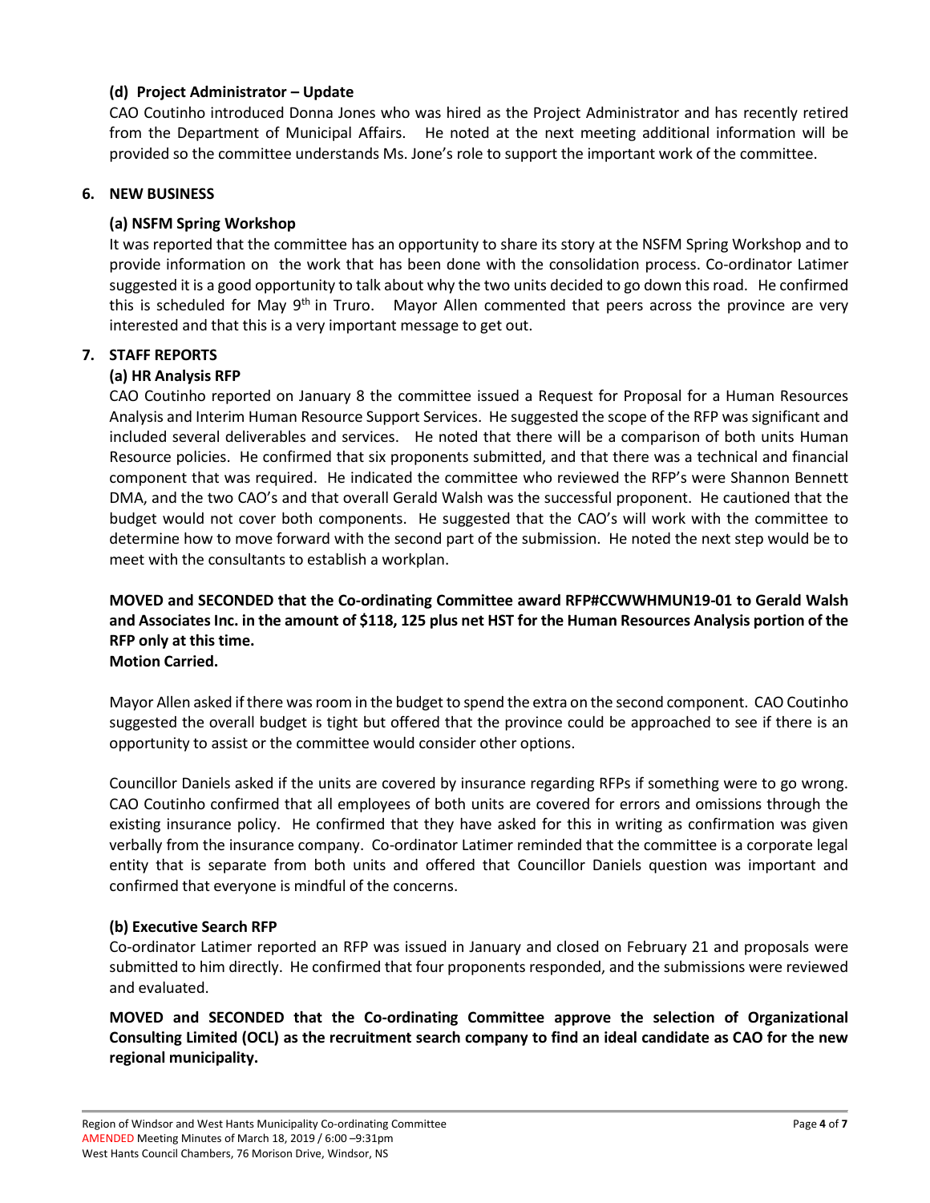### (d) Project Administrator – Update

CAO Coutinho introduced Donna Jones who was hired as the Project Administrator and has recently retired from the Department of Municipal Affairs. He noted at the next meeting additional information will be provided so the committee understands Ms. Jone's role to support the important work of the committee.

## 6. NEW BUSINESS

### (a) NSFM Spring Workshop

It was reported that the committee has an opportunity to share its story at the NSFM Spring Workshop and to provide information on the work that has been done with the consolidation process. Co-ordinator Latimer suggested it is a good opportunity to talk about why the two units decided to go down this road. He confirmed this is scheduled for May 9th in Truro. Mayor Allen commented that peers across the province are very interested and that this is a very important message to get out.

## 7. STAFF REPORTS

### (a) HR Analysis RFP

CAO Coutinho reported on January 8 the committee issued a Request for Proposal for a Human Resources Analysis and Interim Human Resource Support Services. He suggested the scope of the RFP was significant and included several deliverables and services. He noted that there will be a comparison of both units Human Resource policies. He confirmed that six proponents submitted, and that there was a technical and financial component that was required. He indicated the committee who reviewed the RFP's were Shannon Bennett DMA, and the two CAO's and that overall Gerald Walsh was the successful proponent. He cautioned that the budget would not cover both components. He suggested that the CAO's will work with the committee to determine how to move forward with the second part of the submission. He noted the next step would be to meet with the consultants to establish a workplan.

**MOVED and SECONDED that the Co-ordinating Committee award RFP#CCWWHMUN19-01 to Gerald Walsh and Associates Inc. in the amount of $118, 125 plus net HST for the Human Resources Analysis portion of the RFP only at this time.**
**Motion Carried.**

Mayor Allen asked if there was room in the budget to spend the extra on the second component. CAO Coutinho suggested the overall budget is tight but offered that the province could be approached to see if there is an opportunity to assist or the committee would consider other options.

Councillor Daniels asked if the units are covered by insurance regarding RFPs if something were to go wrong. CAO Coutinho confirmed that all employees of both units are covered for errors and omissions through the existing insurance policy. He confirmed that they have asked for this in writing as confirmation was given verbally from the insurance company. Co-ordinator Latimer reminded that the committee is a corporate legal entity that is separate from both units and offered that Councillor Daniels question was important and confirmed that everyone is mindful of the concerns.

### (b) Executive Search RFP

Co-ordinator Latimer reported an RFP was issued in January and closed on February 21 and proposals were submitted to him directly. He confirmed that four proponents responded, and the submissions were reviewed and evaluated.

**MOVED and SECONDED that the Co-ordinating Committee approve the selection of Organizational Consulting Limited (OCL) as the recruitment search company to find an ideal candidate as CAO for the new regional municipality.**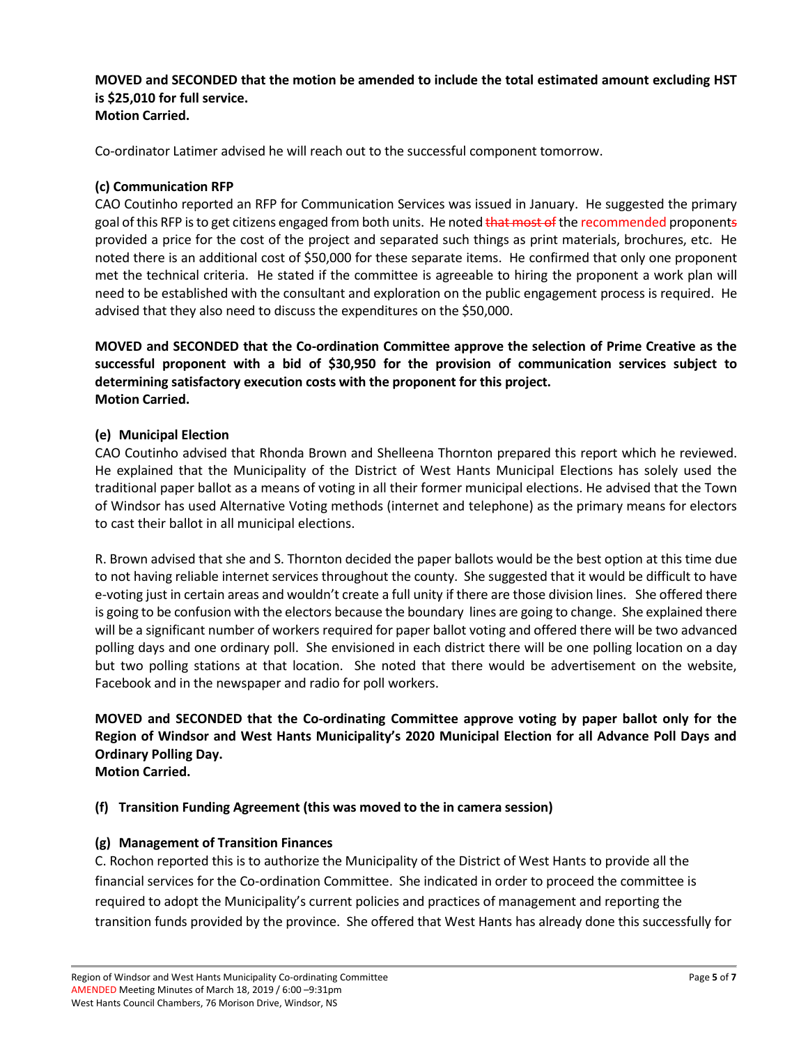**MOVED and SECONDED that the motion be amended to include the total estimated amount excluding HST is $25,010 for full service.**
**Motion Carried.**

Co-ordinator Latimer advised he will reach out to the successful component tomorrow.

**(c) Communication RFP**

CAO Coutinho reported an RFP for Communication Services was issued in January. He suggested the primary goal of this RFP is to get citizens engaged from both units. He noted ~~that most of~~ the recommended proponent~~s~~ provided a price for the cost of the project and separated such things as print materials, brochures, etc. He noted there is an additional cost of $50,000 for these separate items. He confirmed that only one proponent met the technical criteria. He stated if the committee is agreeable to hiring the proponent a work plan will need to be established with the consultant and exploration on the public engagement process is required. He advised that they also need to discuss the expenditures on the $50,000.

**MOVED and SECONDED that the Co-ordination Committee approve the selection of Prime Creative as the successful proponent with a bid of $30,950 for the provision of communication services subject to determining satisfactory execution costs with the proponent for this project.**
**Motion Carried.**

**(e) Municipal Election**

CAO Coutinho advised that Rhonda Brown and Shelleena Thornton prepared this report which he reviewed. He explained that the Municipality of the District of West Hants Municipal Elections has solely used the traditional paper ballot as a means of voting in all their former municipal elections. He advised that the Town of Windsor has used Alternative Voting methods (internet and telephone) as the primary means for electors to cast their ballot in all municipal elections.

R. Brown advised that she and S. Thornton decided the paper ballots would be the best option at this time due to not having reliable internet services throughout the county. She suggested that it would be difficult to have e-voting just in certain areas and wouldn't create a full unity if there are those division lines. She offered there is going to be confusion with the electors because the boundary lines are going to change. She explained there will be a significant number of workers required for paper ballot voting and offered there will be two advanced polling days and one ordinary poll. She envisioned in each district there will be one polling location on a day but two polling stations at that location. She noted that there would be advertisement on the website, Facebook and in the newspaper and radio for poll workers.

**MOVED and SECONDED that the Co-ordinating Committee approve voting by paper ballot only for the Region of Windsor and West Hants Municipality's 2020 Municipal Election for all Advance Poll Days and Ordinary Polling Day.**
**Motion Carried.**

**(f) Transition Funding Agreement (this was moved to the in camera session)**

**(g) Management of Transition Finances**

C. Rochon reported this is to authorize the Municipality of the District of West Hants to provide all the financial services for the Co-ordination Committee. She indicated in order to proceed the committee is required to adopt the Municipality's current policies and practices of management and reporting the transition funds provided by the province. She offered that West Hants has already done this successfully for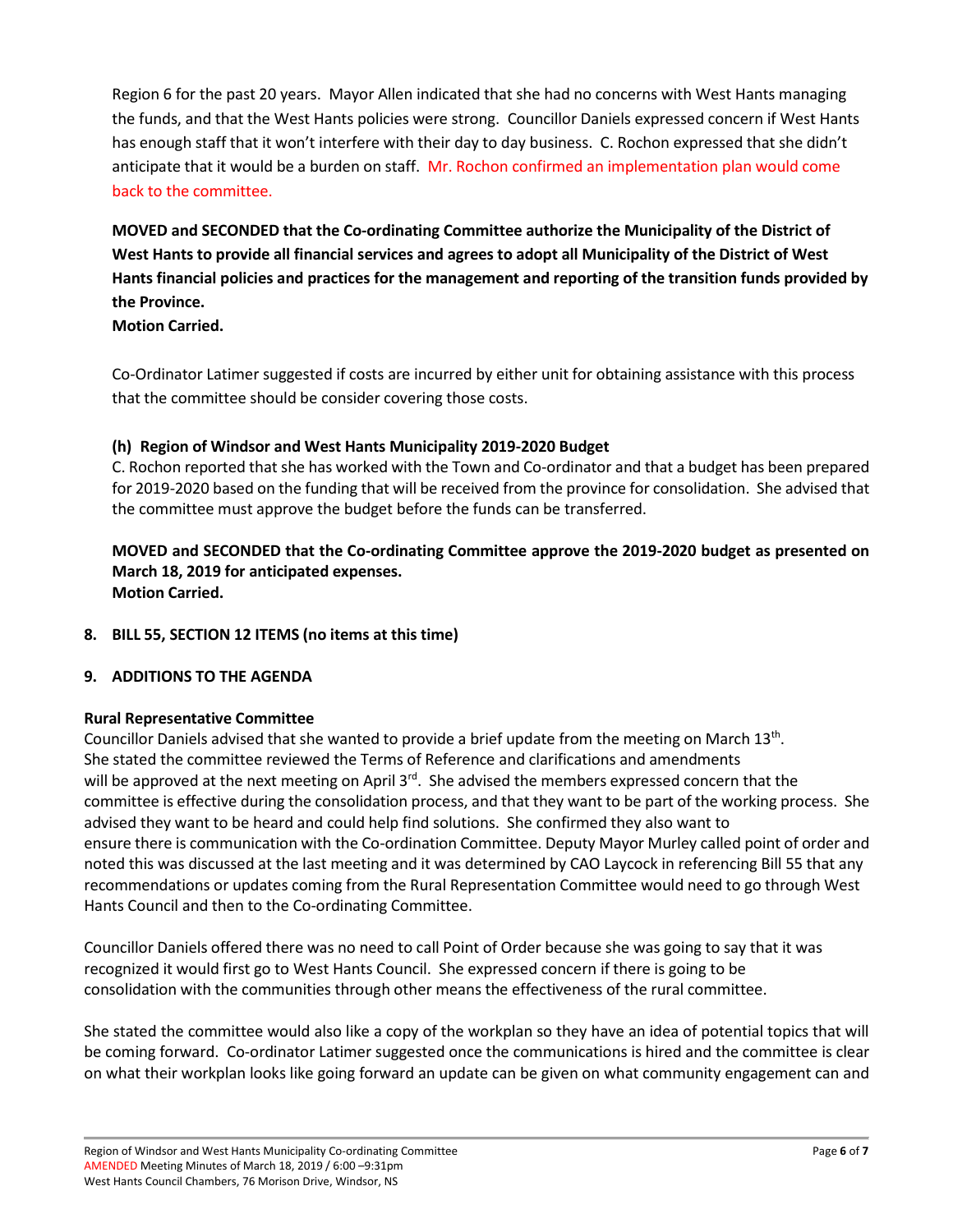Region 6 for the past 20 years. Mayor Allen indicated that she had no concerns with West Hants managing the funds, and that the West Hants policies were strong. Councillor Daniels expressed concern if West Hants has enough staff that it won't interfere with their day to day business. C. Rochon expressed that she didn't anticipate that it would be a burden on staff. Mr. Rochon confirmed an implementation plan would come back to the committee.

**MOVED and SECONDED that the Co-ordinating Committee authorize the Municipality of the District of West Hants to provide all financial services and agrees to adopt all Municipality of the District of West Hants financial policies and practices for the management and reporting of the transition funds provided by the Province.**
**Motion Carried.**

Co-Ordinator Latimer suggested if costs are incurred by either unit for obtaining assistance with this process that the committee should be consider covering those costs.

**(h) Region of Windsor and West Hants Municipality 2019-2020 Budget**

C. Rochon reported that she has worked with the Town and Co-ordinator and that a budget has been prepared for 2019-2020 based on the funding that will be received from the province for consolidation. She advised that the committee must approve the budget before the funds can be transferred.

**MOVED and SECONDED that the Co-ordinating Committee approve the 2019-2020 budget as presented on March 18, 2019 for anticipated expenses.**
**Motion Carried.**

**8. BILL 55, SECTION 12 ITEMS (no items at this time)**

**9. ADDITIONS TO THE AGENDA**

**Rural Representative Committee**

Councillor Daniels advised that she wanted to provide a brief update from the meeting on March 13th. She stated the committee reviewed the Terms of Reference and clarifications and amendments will be approved at the next meeting on April 3rd. She advised the members expressed concern that the committee is effective during the consolidation process, and that they want to be part of the working process. She advised they want to be heard and could help find solutions. She confirmed they also want to ensure there is communication with the Co-ordination Committee. Deputy Mayor Murley called point of order and noted this was discussed at the last meeting and it was determined by CAO Laycock in referencing Bill 55 that any recommendations or updates coming from the Rural Representation Committee would need to go through West Hants Council and then to the Co-ordinating Committee.

Councillor Daniels offered there was no need to call Point of Order because she was going to say that it was recognized it would first go to West Hants Council. She expressed concern if there is going to be consolidation with the communities through other means the effectiveness of the rural committee.

She stated the committee would also like a copy of the workplan so they have an idea of potential topics that will be coming forward. Co-ordinator Latimer suggested once the communications is hired and the committee is clear on what their workplan looks like going forward an update can be given on what community engagement can and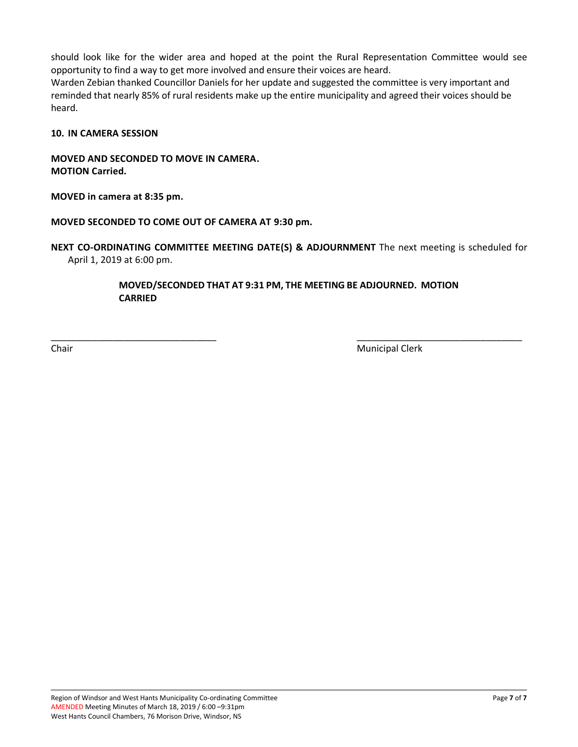should look like for the wider area and hoped at the point the Rural Representation Committee would see opportunity to find a way to get more involved and ensure their voices are heard.
Warden Zebian thanked Councillor Daniels for her update and suggested the committee is very important and reminded that nearly 85% of rural residents make up the entire municipality and agreed their voices should be heard.

**10. IN CAMERA SESSION**

**MOVED AND SECONDED TO MOVE IN CAMERA.**
**MOTION Carried.**

**MOVED in camera at 8:35 pm.**

**MOVED SECONDED TO COME OUT OF CAMERA AT 9:30 pm.**

**NEXT CO-ORDINATING COMMITTEE MEETING DATE(S) & ADJOURNMENT** The next meeting is scheduled for April 1, 2019 at 6:00 pm.

**MOVED/SECONDED THAT AT 9:31 PM, THE MEETING BE ADJOURNED. MOTION CARRIED**

_______________________________ _______________________________
Chair Municipal Clerk